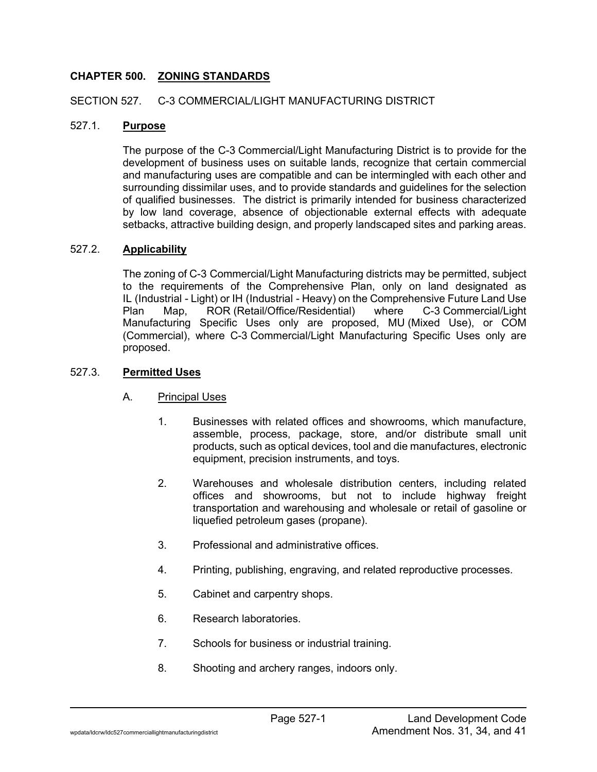# CHAPTER 500. ZONING STANDARDS

## SECTION 527. C-3 COMMERCIAL/LIGHT MANUFACTURING DISTRICT

### 527.1. **Purpose**

The purpose of the C-3 Commercial/Light Manufacturing District is to provide for the development of business uses on suitable lands, recognize that certain commercial and manufacturing uses are compatible and can be intermingled with each other and surrounding dissimilar uses, and to provide standards and guidelines for the selection of qualified businesses. The district is primarily intended for business characterized by low land coverage, absence of objectionable external effects with adequate setbacks, attractive building design, and properly landscaped sites and parking areas.

### 527.2. **Applicability**

The zoning of C-3 Commercial/Light Manufacturing districts may be permitted, subject to the requirements of the Comprehensive Plan, only on land designated as IL (Industrial - Light) or IH (Industrial - Heavy) on the Comprehensive Future Land Use Plan Map, ROR (Retail/Office/Residential) where C-3 Commercial/Light Manufacturing Specific Uses only are proposed, MU (Mixed Use), or COM (Commercial), where C-3 Commercial/Light Manufacturing Specific Uses only are proposed.

### 527.3. **Permitted Uses**

A. Principal Uses

1. Businesses with related offices and showrooms, which manufacture, assemble, process, package, store, and/or distribute small unit products, such as optical devices, tool and die manufactures, electronic equipment, precision instruments, and toys.

2. Warehouses and wholesale distribution centers, including related offices and showrooms, but not to include highway freight transportation and warehousing and wholesale or retail of gasoline or liquefied petroleum gases (propane).

3. Professional and administrative offices.

4. Printing, publishing, engraving, and related reproductive processes.

5. Cabinet and carpentry shops.

6. Research laboratories.

7. Schools for business or industrial training.

8. Shooting and archery ranges, indoors only.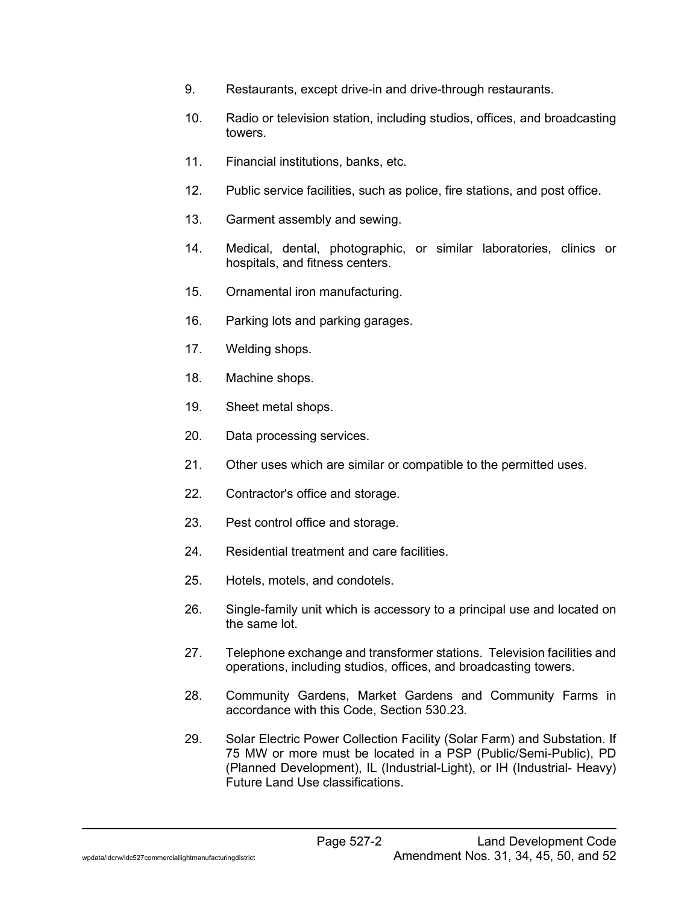9. Restaurants, except drive-in and drive-through restaurants.

10. Radio or television station, including studios, offices, and broadcasting towers.

11. Financial institutions, banks, etc.

12. Public service facilities, such as police, fire stations, and post office.

13. Garment assembly and sewing.

14. Medical, dental, photographic, or similar laboratories, clinics or hospitals, and fitness centers.

15. Ornamental iron manufacturing.

16. Parking lots and parking garages.

17. Welding shops.

18. Machine shops.

19. Sheet metal shops.

20. Data processing services.

21. Other uses which are similar or compatible to the permitted uses.

22. Contractor's office and storage.

23. Pest control office and storage.

24. Residential treatment and care facilities.

25. Hotels, motels, and condotels.

26. Single-family unit which is accessory to a principal use and located on the same lot.

27. Telephone exchange and transformer stations. Television facilities and operations, including studios, offices, and broadcasting towers.

28. Community Gardens, Market Gardens and Community Farms in accordance with this Code, Section 530.23.

29. Solar Electric Power Collection Facility (Solar Farm) and Substation. If 75 MW or more must be located in a PSP (Public/Semi-Public), PD (Planned Development), IL (Industrial-Light), or IH (Industrial- Heavy) Future Land Use classifications.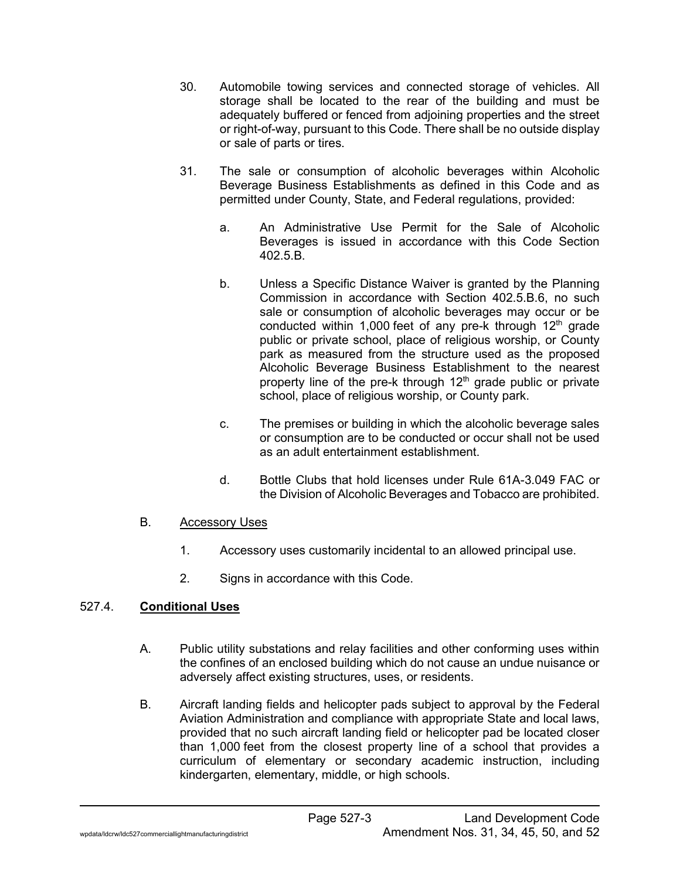30. Automobile towing services and connected storage of vehicles. All storage shall be located to the rear of the building and must be adequately buffered or fenced from adjoining properties and the street or right-of-way, pursuant to this Code. There shall be no outside display or sale of parts or tires.

31. The sale or consumption of alcoholic beverages within Alcoholic Beverage Business Establishments as defined in this Code and as permitted under County, State, and Federal regulations, provided:

    a. An Administrative Use Permit for the Sale of Alcoholic Beverages is issued in accordance with this Code Section 402.5.B.

    b. Unless a Specific Distance Waiver is granted by the Planning Commission in accordance with Section 402.5.B.6, no such sale or consumption of alcoholic beverages may occur or be conducted within 1,000 feet of any pre-k through 12th grade public or private school, place of religious worship, or County park as measured from the structure used as the proposed Alcoholic Beverage Business Establishment to the nearest property line of the pre-k through 12th grade public or private school, place of religious worship, or County park.

    c. The premises or building in which the alcoholic beverage sales or consumption are to be conducted or occur shall not be used as an adult entertainment establishment.

    d. Bottle Clubs that hold licenses under Rule 61A-3.049 FAC or the Division of Alcoholic Beverages and Tobacco are prohibited.

B. <u>Accessory Uses</u>

    1. Accessory uses customarily incidental to an allowed principal use.

    2. Signs in accordance with this Code.

## 527.4. **<u>Conditional Uses</u>**

A. Public utility substations and relay facilities and other conforming uses within the confines of an enclosed building which do not cause an undue nuisance or adversely affect existing structures, uses, or residents.

B. Aircraft landing fields and helicopter pads subject to approval by the Federal Aviation Administration and compliance with appropriate State and local laws, provided that no such aircraft landing field or helicopter pad be located closer than 1,000 feet from the closest property line of a school that provides a curriculum of elementary or secondary academic instruction, including kindergarten, elementary, middle, or high schools.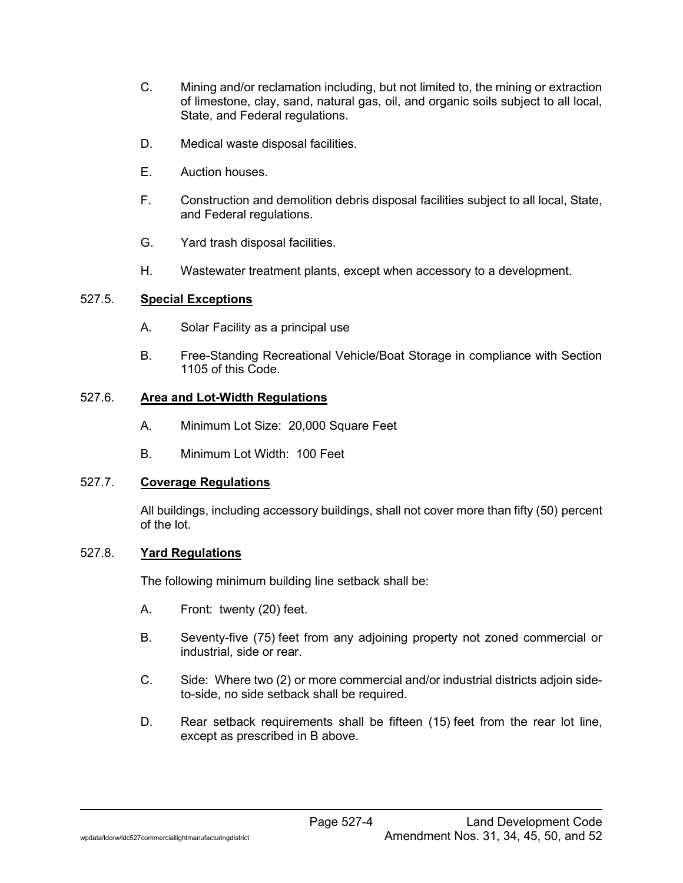C. Mining and/or reclamation including, but not limited to, the mining or extraction of limestone, clay, sand, natural gas, oil, and organic soils subject to all local, State, and Federal regulations.

D. Medical waste disposal facilities.

E. Auction houses.

F. Construction and demolition debris disposal facilities subject to all local, State, and Federal regulations.

G. Yard trash disposal facilities.

H. Wastewater treatment plants, except when accessory to a development.

## 527.5. **Special Exceptions**

A. Solar Facility as a principal use

B. Free-Standing Recreational Vehicle/Boat Storage in compliance with Section 1105 of this Code.

## 527.6. **Area and Lot-Width Regulations**

A. Minimum Lot Size: 20,000 Square Feet

B. Minimum Lot Width: 100 Feet

## 527.7. **Coverage Regulations**

All buildings, including accessory buildings, shall not cover more than fifty (50) percent of the lot.

## 527.8. **Yard Regulations**

The following minimum building line setback shall be:

A. Front: twenty (20) feet.

B. Seventy-five (75) feet from any adjoining property not zoned commercial or industrial, side or rear.

C. Side: Where two (2) or more commercial and/or industrial districts adjoin side-to-side, no side setback shall be required.

D. Rear setback requirements shall be fifteen (15) feet from the rear lot line, except as prescribed in B above.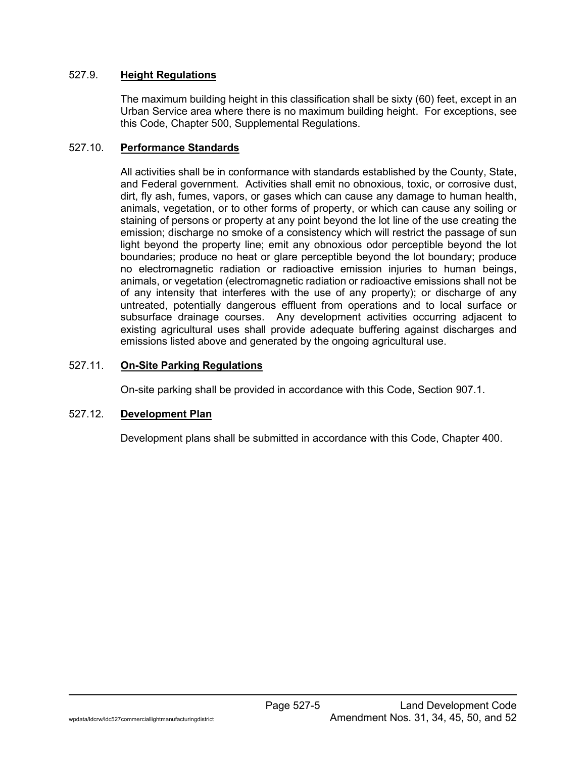### 527.9. **Height Regulations**

The maximum building height in this classification shall be sixty (60) feet, except in an Urban Service area where there is no maximum building height. For exceptions, see this Code, Chapter 500, Supplemental Regulations.

### 527.10. **Performance Standards**

All activities shall be in conformance with standards established by the County, State, and Federal government. Activities shall emit no obnoxious, toxic, or corrosive dust, dirt, fly ash, fumes, vapors, or gases which can cause any damage to human health, animals, vegetation, or to other forms of property, or which can cause any soiling or staining of persons or property at any point beyond the lot line of the use creating the emission; discharge no smoke of a consistency which will restrict the passage of sun light beyond the property line; emit any obnoxious odor perceptible beyond the lot boundaries; produce no heat or glare perceptible beyond the lot boundary; produce no electromagnetic radiation or radioactive emission injuries to human beings, animals, or vegetation (electromagnetic radiation or radioactive emissions shall not be of any intensity that interferes with the use of any property); or discharge of any untreated, potentially dangerous effluent from operations and to local surface or subsurface drainage courses. Any development activities occurring adjacent to existing agricultural uses shall provide adequate buffering against discharges and emissions listed above and generated by the ongoing agricultural use.

### 527.11. **On-Site Parking Regulations**

On-site parking shall be provided in accordance with this Code, Section 907.1.

### 527.12. **Development Plan**

Development plans shall be submitted in accordance with this Code, Chapter 400.